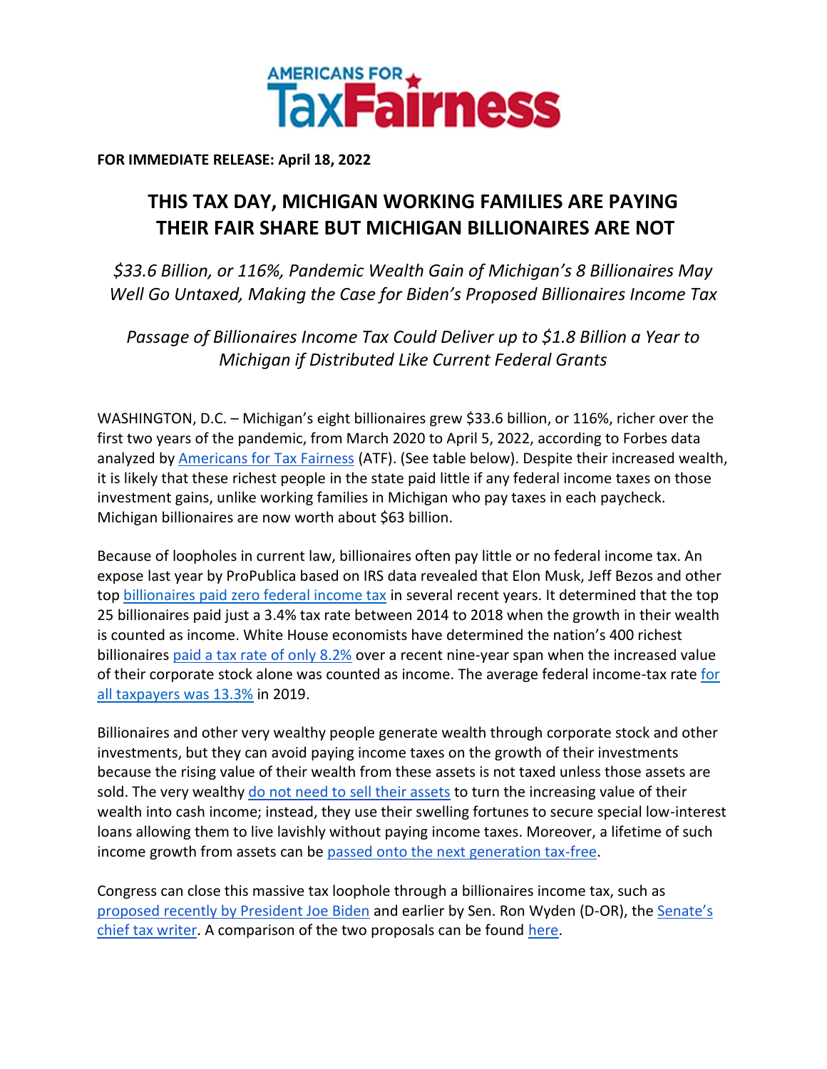**AMERICANS FOR TaxFairness**

**FOR IMMEDIATE RELEASE: April 18, 2022**

# THIS TAX DAY, MICHIGAN WORKING FAMILIES ARE PAYING THEIR FAIR SHARE BUT MICHIGAN BILLIONAIRES ARE NOT

*$33.6 Billion, or 116%, Pandemic Wealth Gain of Michigan's 8 Billionaires May Well Go Untaxed, Making the Case for Biden's Proposed Billionaires Income Tax*

*Passage of Billionaires Income Tax Could Deliver up to $1.8 Billion a Year to Michigan if Distributed Like Current Federal Grants*

WASHINGTON, D.C. – Michigan's eight billionaires grew $33.6 billion, or 116%, richer over the first two years of the pandemic, from March 2020 to April 5, 2022, according to Forbes data analyzed by Americans for Tax Fairness (ATF). (See table below). Despite their increased wealth, it is likely that these richest people in the state paid little if any federal income taxes on those investment gains, unlike working families in Michigan who pay taxes in each paycheck. Michigan billionaires are now worth about $63 billion.

Because of loopholes in current law, billionaires often pay little or no federal income tax. An expose last year by ProPublica based on IRS data revealed that Elon Musk, Jeff Bezos and other top billionaires paid zero federal income tax in several recent years. It determined that the top 25 billionaires paid just a 3.4% tax rate between 2014 to 2018 when the growth in their wealth is counted as income. White House economists have determined the nation's 400 richest billionaires paid a tax rate of only 8.2% over a recent nine-year span when the increased value of their corporate stock alone was counted as income. The average federal income-tax rate for all taxpayers was 13.3% in 2019.

Billionaires and other very wealthy people generate wealth through corporate stock and other investments, but they can avoid paying income taxes on the growth of their investments because the rising value of their wealth from these assets is not taxed unless those assets are sold. The very wealthy do not need to sell their assets to turn the increasing value of their wealth into cash income; instead, they use their swelling fortunes to secure special low-interest loans allowing them to live lavishly without paying income taxes. Moreover, a lifetime of such income growth from assets can be passed onto the next generation tax-free.

Congress can close this massive tax loophole through a billionaires income tax, such as proposed recently by President Joe Biden and earlier by Sen. Ron Wyden (D-OR), the Senate's chief tax writer. A comparison of the two proposals can be found here.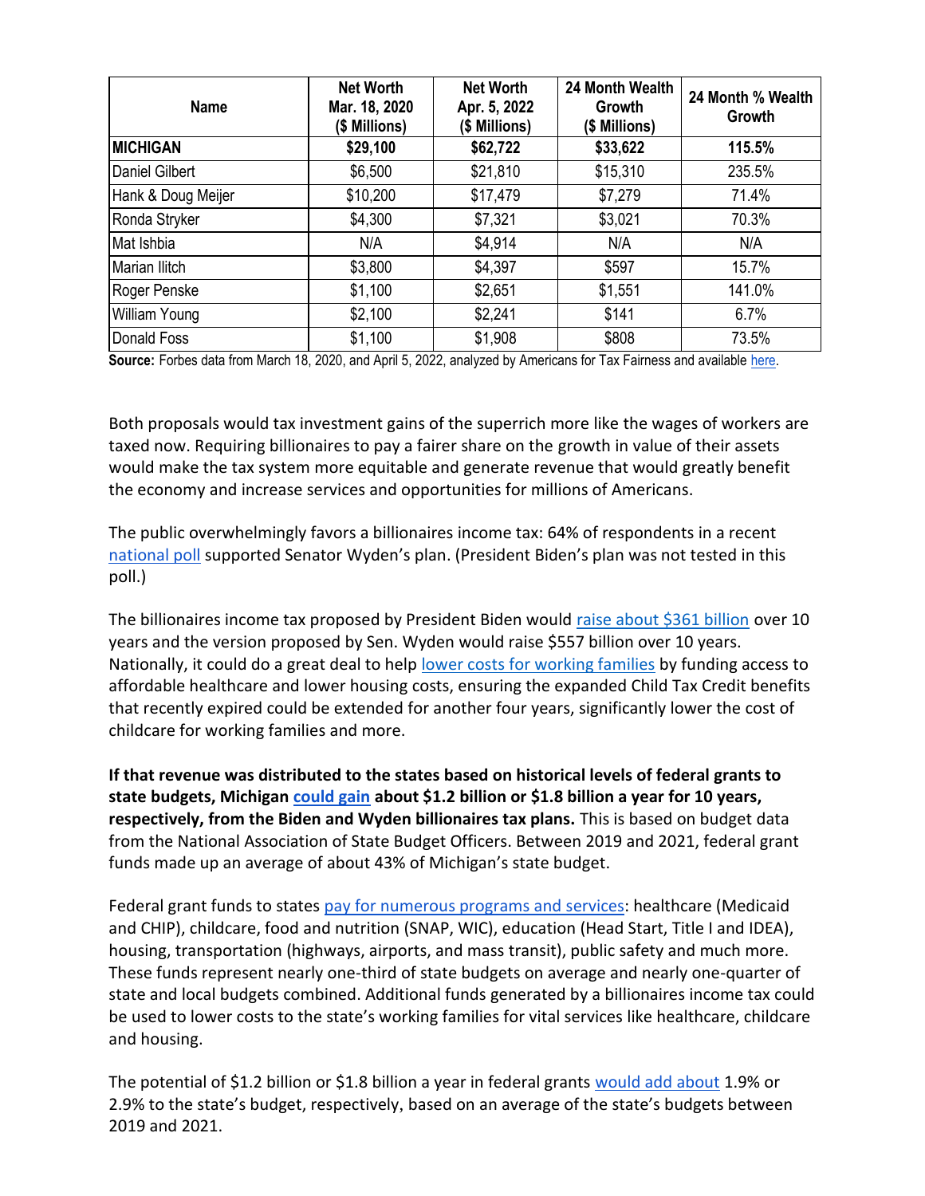| Name | Net Worth Mar. 18, 2020 ($ Millions) | Net Worth Apr. 5, 2022 ($ Millions) | 24 Month Wealth Growth ($ Millions) | 24 Month % Wealth Growth |
|---|---|---|---|---|
| **MICHIGAN** | **$29,100** | **$62,722** | **$33,622** | **115.5%** |
| Daniel Gilbert | $6,500 | $21,810 | $15,310 | 235.5% |
| Hank & Doug Meijer | $10,200 | $17,479 | $7,279 | 71.4% |
| Ronda Stryker | $4,300 | $7,321 | $3,021 | 70.3% |
| Mat Ishbia | N/A | $4,914 | N/A | N/A |
| Marian Ilitch | $3,800 | $4,397 | $597 | 15.7% |
| Roger Penske | $1,100 | $2,651 | $1,551 | 141.0% |
| William Young | $2,100 | $2,241 | $141 | 6.7% |
| Donald Foss | $1,100 | $1,908 | $808 | 73.5% |

**Source:** Forbes data from March 18, 2020, and April 5, 2022, analyzed by Americans for Tax Fairness and available here.

Both proposals would tax investment gains of the superrich more like the wages of workers are taxed now. Requiring billionaires to pay a fairer share on the growth in value of their assets would make the tax system more equitable and generate revenue that would greatly benefit the economy and increase services and opportunities for millions of Americans.

The public overwhelmingly favors a billionaires income tax: 64% of respondents in a recent national poll supported Senator Wyden's plan. (President Biden's plan was not tested in this poll.)

The billionaires income tax proposed by President Biden would raise about $361 billion over 10 years and the version proposed by Sen. Wyden would raise $557 billion over 10 years. Nationally, it could do a great deal to help lower costs for working families by funding access to affordable healthcare and lower housing costs, ensuring the expanded Child Tax Credit benefits that recently expired could be extended for another four years, significantly lower the cost of childcare for working families and more.

**If that revenue was distributed to the states based on historical levels of federal grants to state budgets, Michigan could gain about $1.2 billion or $1.8 billion a year for 10 years, respectively, from the Biden and Wyden billionaires tax plans.** This is based on budget data from the National Association of State Budget Officers. Between 2019 and 2021, federal grant funds made up an average of about 43% of Michigan's state budget.

Federal grant funds to states pay for numerous programs and services: healthcare (Medicaid and CHIP), childcare, food and nutrition (SNAP, WIC), education (Head Start, Title I and IDEA), housing, transportation (highways, airports, and mass transit), public safety and much more. These funds represent nearly one-third of state budgets on average and nearly one-quarter of state and local budgets combined. Additional funds generated by a billionaires income tax could be used to lower costs to the state's working families for vital services like healthcare, childcare and housing.

The potential of $1.2 billion or $1.8 billion a year in federal grants would add about 1.9% or 2.9% to the state's budget, respectively, based on an average of the state's budgets between 2019 and 2021.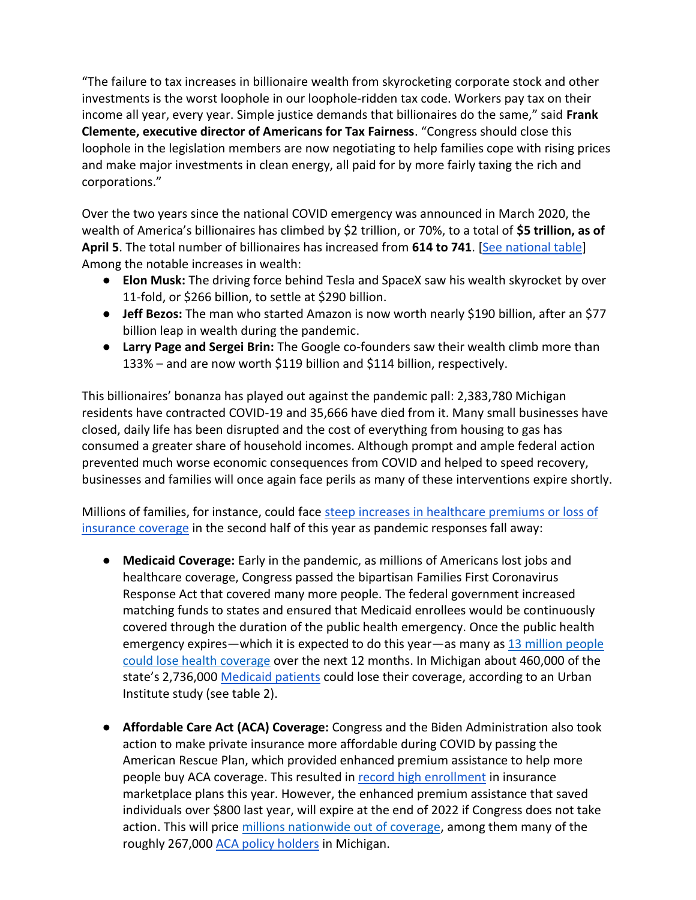"The failure to tax increases in billionaire wealth from skyrocketing corporate stock and other investments is the worst loophole in our loophole-ridden tax code. Workers pay tax on their income all year, every year. Simple justice demands that billionaires do the same," said **Frank Clemente, executive director of Americans for Tax Fairness**. "Congress should close this loophole in the legislation members are now negotiating to help families cope with rising prices and make major investments in clean energy, all paid for by more fairly taxing the rich and corporations."

Over the two years since the national COVID emergency was announced in March 2020, the wealth of America's billionaires has climbed by $2 trillion, or 70%, to a total of **$5 trillion, as of April 5**. The total number of billionaires has increased from **614 to 741**. [See national table] Among the notable increases in wealth:

- **Elon Musk:** The driving force behind Tesla and SpaceX saw his wealth skyrocket by over 11-fold, or $266 billion, to settle at $290 billion.
- **Jeff Bezos:** The man who started Amazon is now worth nearly $190 billion, after an $77 billion leap in wealth during the pandemic.
- **Larry Page and Sergei Brin:** The Google co-founders saw their wealth climb more than 133% – and are now worth $119 billion and $114 billion, respectively.

This billionaires' bonanza has played out against the pandemic pall: 2,383,780 Michigan residents have contracted COVID-19 and 35,666 have died from it. Many small businesses have closed, daily life has been disrupted and the cost of everything from housing to gas has consumed a greater share of household incomes. Although prompt and ample federal action prevented much worse economic consequences from COVID and helped to speed recovery, businesses and families will once again face perils as many of these interventions expire shortly.

Millions of families, for instance, could face steep increases in healthcare premiums or loss of insurance coverage in the second half of this year as pandemic responses fall away:

- **Medicaid Coverage:** Early in the pandemic, as millions of Americans lost jobs and healthcare coverage, Congress passed the bipartisan Families First Coronavirus Response Act that covered many more people. The federal government increased matching funds to states and ensured that Medicaid enrollees would be continuously covered through the duration of the public health emergency. Once the public health emergency expires—which it is expected to do this year—as many as 13 million people could lose health coverage over the next 12 months. In Michigan about 460,000 of the state's 2,736,000 Medicaid patients could lose their coverage, according to an Urban Institute study (see table 2).

- **Affordable Care Act (ACA) Coverage:** Congress and the Biden Administration also took action to make private insurance more affordable during COVID by passing the American Rescue Plan, which provided enhanced premium assistance to help more people buy ACA coverage. This resulted in record high enrollment in insurance marketplace plans this year. However, the enhanced premium assistance that saved individuals over $800 last year, will expire at the end of 2022 if Congress does not take action. This will price millions nationwide out of coverage, among them many of the roughly 267,000 ACA policy holders in Michigan.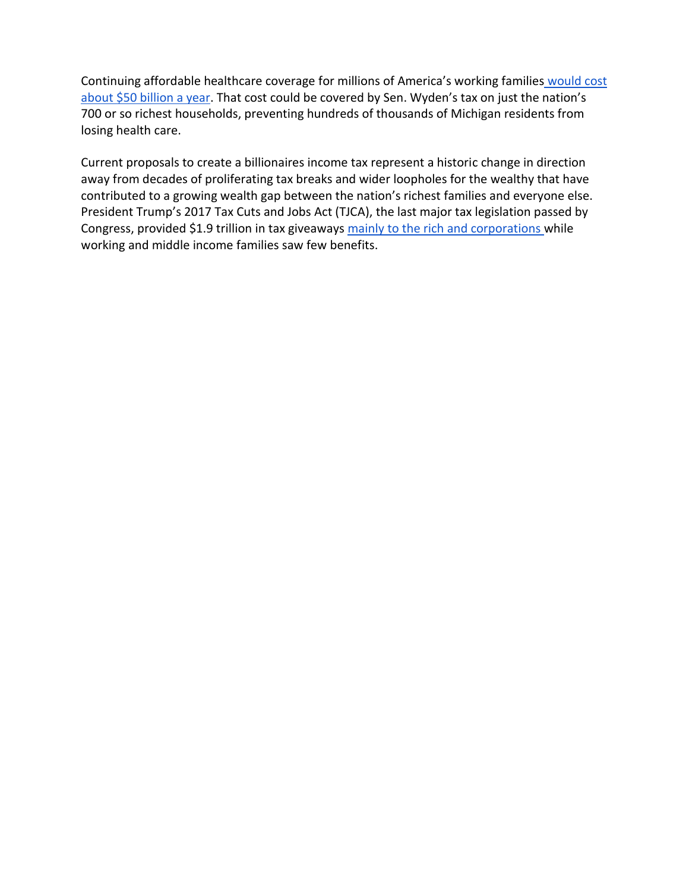Continuing affordable healthcare coverage for millions of America's working families would cost about $50 billion a year. That cost could be covered by Sen. Wyden's tax on just the nation's 700 or so richest households, preventing hundreds of thousands of Michigan residents from losing health care.

Current proposals to create a billionaires income tax represent a historic change in direction away from decades of proliferating tax breaks and wider loopholes for the wealthy that have contributed to a growing wealth gap between the nation's richest families and everyone else. President Trump's 2017 Tax Cuts and Jobs Act (TJCA), the last major tax legislation passed by Congress, provided $1.9 trillion in tax giveaways mainly to the rich and corporations while working and middle income families saw few benefits.